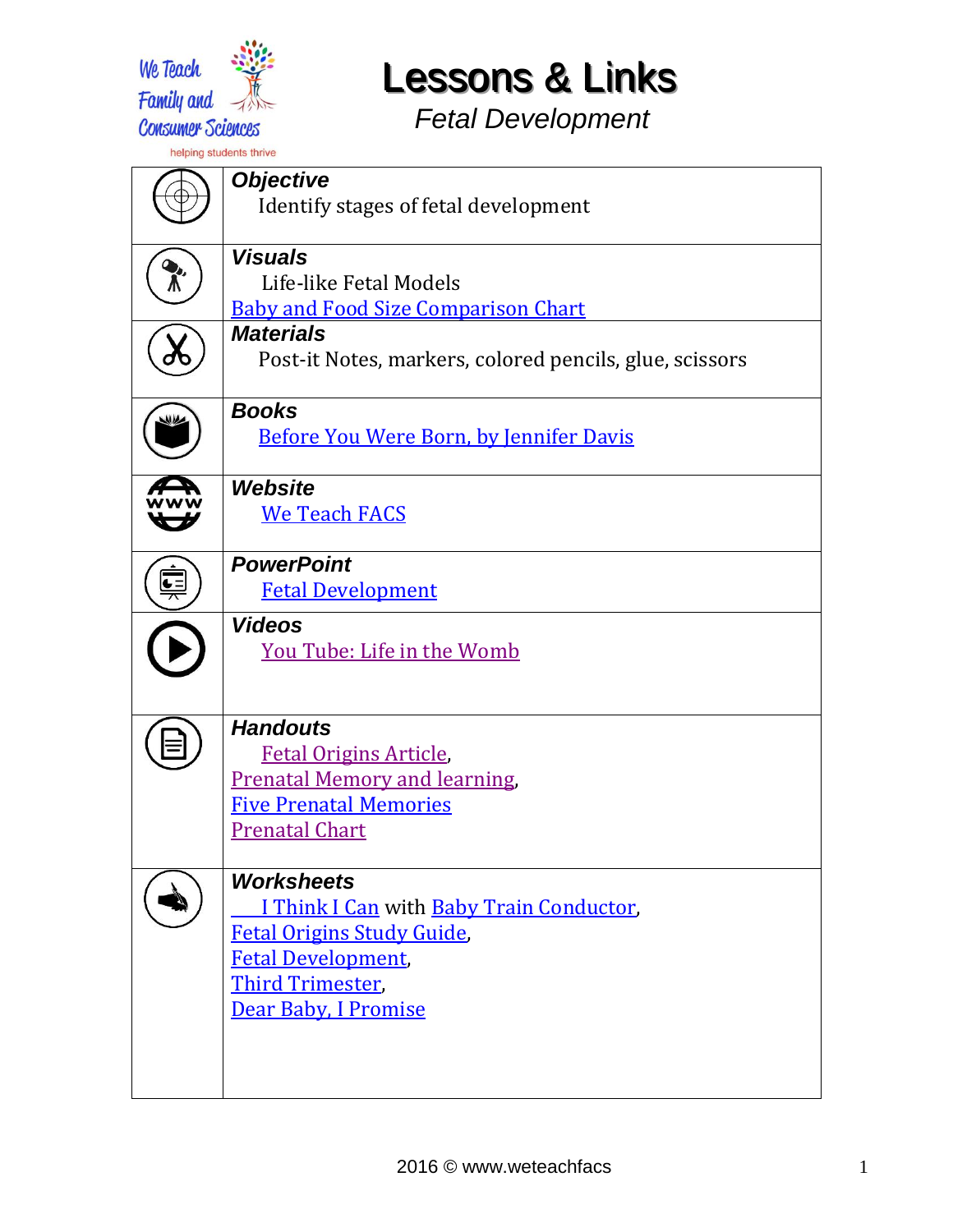We Teach Family and Consumer Sciences
helping students thrive

# Lessons & Links

*Fetal Development*

| | |
|---|---|
| | ***Objective*** Identify stages of fetal development |
| | ***Visuals*** Life-like Fetal Models; Baby and Food Size Comparison Chart |
| | ***Materials*** Post-it Notes, markers, colored pencils, glue, scissors |
| | ***Books*** Before You Were Born, by Jennifer Davis |
| | ***Website*** We Teach FACS |
| | ***PowerPoint*** Fetal Development |
| | ***Videos*** You Tube: Life in the Womb |
| | ***Handouts*** Fetal Origins Article, Prenatal Memory and learning, Five Prenatal Memories, Prenatal Chart |
| | ***Worksheets*** I Think I Can with Baby Train Conductor, Fetal Origins Study Guide, Fetal Development, Third Trimester, Dear Baby, I Promise |

2016 © www.weteachfacs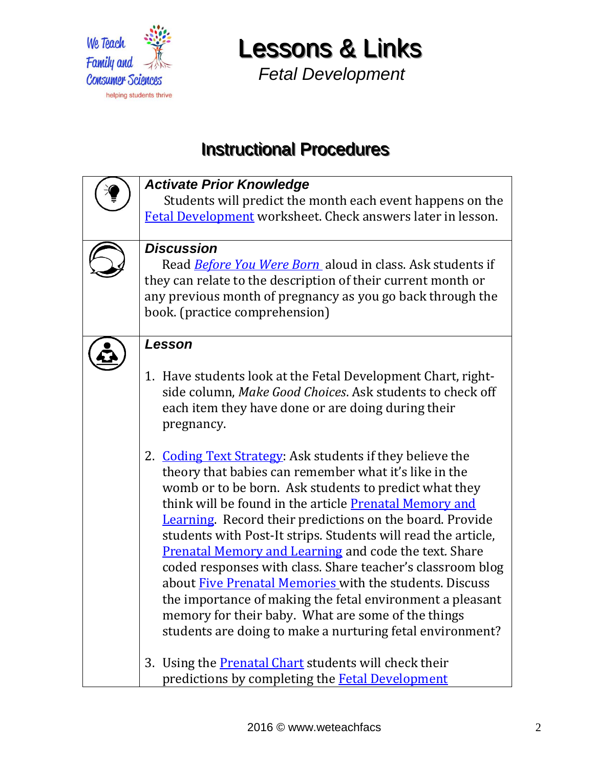# Lessons & Links

*Fetal Development*

## Instructional Procedures

| | |
|---|---|
| | ***Activate Prior Knowledge*** Students will predict the month each event happens on the Fetal Development worksheet. Check answers later in lesson. |
| | ***Discussion*** Read *Before You Were Born* aloud in class. Ask students if they can relate to the description of their current month or any previous month of pregnancy as you go back through the book. (practice comprehension) |
| | ***Lesson*** 1. Have students look at the Fetal Development Chart, right-side column, *Make Good Choices*. Ask students to check off each item they have done or are doing during their pregnancy. 2. Coding Text Strategy: Ask students if they believe the theory that babies can remember what it's like in the womb or to be born. Ask students to predict what they think will be found in the article Prenatal Memory and Learning. Record their predictions on the board. Provide students with Post-It strips. Students will read the article, Prenatal Memory and Learning and code the text. Share coded responses with class. Share teacher's classroom blog about Five Prenatal Memories with the students. Discuss the importance of making the fetal environment a pleasant memory for their baby. What are some of the things students are doing to make a nurturing fetal environment? 3. Using the Prenatal Chart students will check their predictions by completing the Fetal Development |

2016 © www.weteachfacs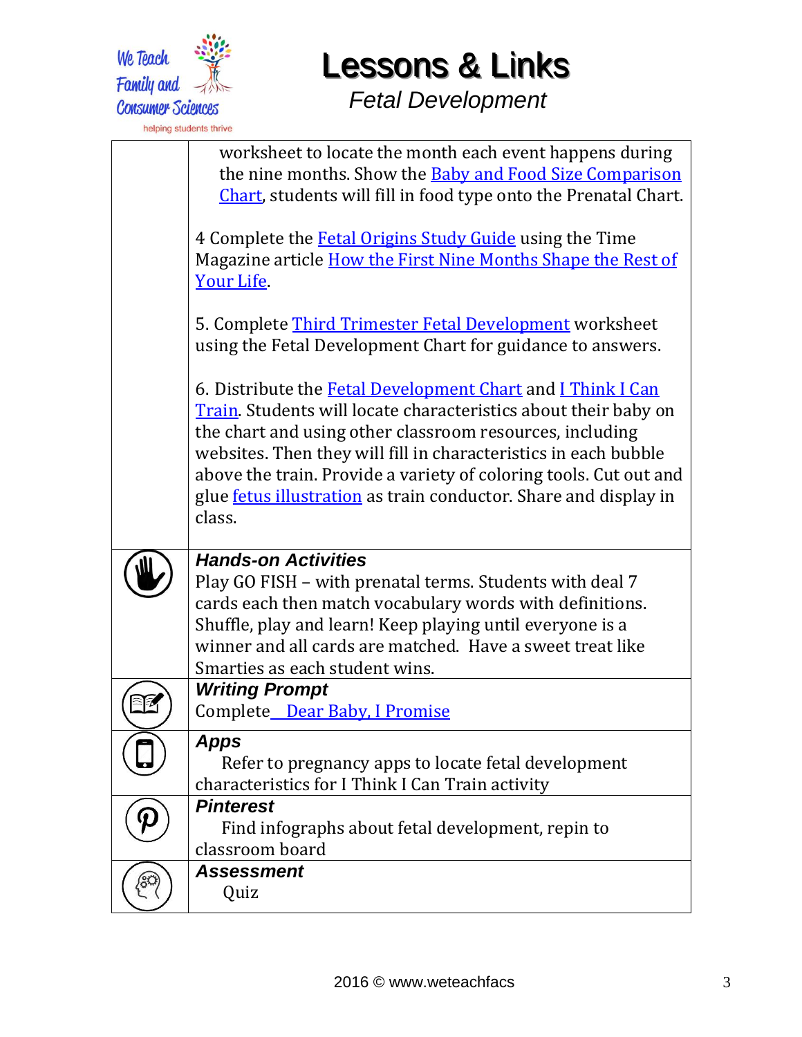# Lessons & Links

*Fetal Development*

| | |
|---|---|
| | worksheet to locate the month each event happens during the nine months. Show the [Baby and Food Size Comparison Chart](), students will fill in food type onto the Prenatal Chart.<br><br>4 Complete the [Fetal Origins Study Guide]() using the Time Magazine article [How the First Nine Months Shape the Rest of Your Life]().<br><br>5. Complete [Third Trimester Fetal Development]() worksheet using the Fetal Development Chart for guidance to answers.<br><br>6. Distribute the [Fetal Development Chart]() and [I Think I Can Train](). Students will locate characteristics about their baby on the chart and using other classroom resources, including websites. Then they will fill in characteristics in each bubble above the train. Provide a variety of coloring tools. Cut out and glue [fetus illustration]() as train conductor. Share and display in class. |
| | ***Hands-on Activities***<br>Play GO FISH – with prenatal terms. Students with deal 7 cards each then match vocabulary words with definitions. Shuffle, play and learn! Keep playing until everyone is a winner and all cards are matched. Have a sweet treat like Smarties as each student wins. |
| | ***Writing Prompt***<br>Complete [Dear Baby, I Promise]() |
| | ***Apps***<br>Refer to pregnancy apps to locate fetal development characteristics for I Think I Can Train activity |
| | ***Pinterest***<br>Find infographs about fetal development, repin to classroom board |
| | ***Assessment***<br>Quiz |

2016 © www.weteachfacs